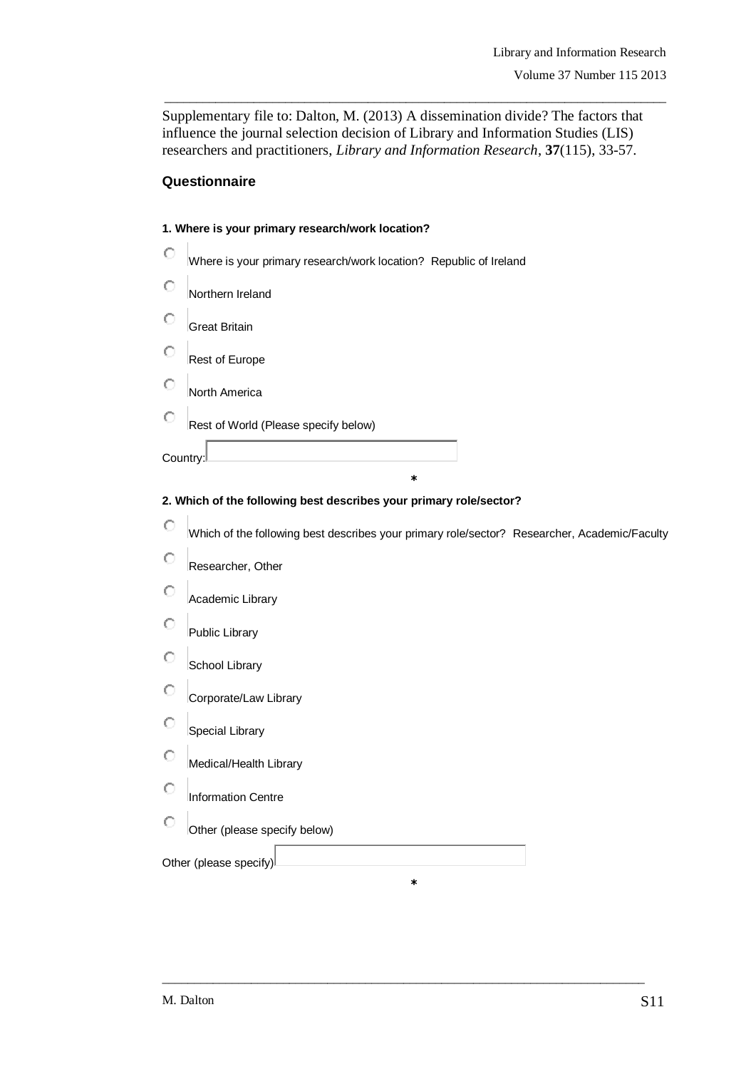Supplementary file to: Dalton, M. (2013) A dissemination divide? The factors that influence the journal selection decision of Library and Information Studies (LIS) researchers and practitioners, *Library and Information Research*, **37**(115), 33-57.

## Questionnaire

**1. Where is your primary research/work location?**

- ○ Where is your primary research/work location? Republic of Ireland
- ○ Northern Ireland
- ○ Great Britain
- ○ Rest of Europe
- ○ North America
- ○ Rest of World (Please specify below)

Country: ______

*

**2. Which of the following best describes your primary role/sector?**

- ○ Which of the following best describes your primary role/sector? Researcher, Academic/Faculty
- ○ Researcher, Other
- ○ Academic Library
- ○ Public Library
- ○ School Library
- ○ Corporate/Law Library
- ○ Special Library
- ○ Medical/Health Library
- ○ Information Centre
- ○ Other (please specify below)

Other (please specify) ______

*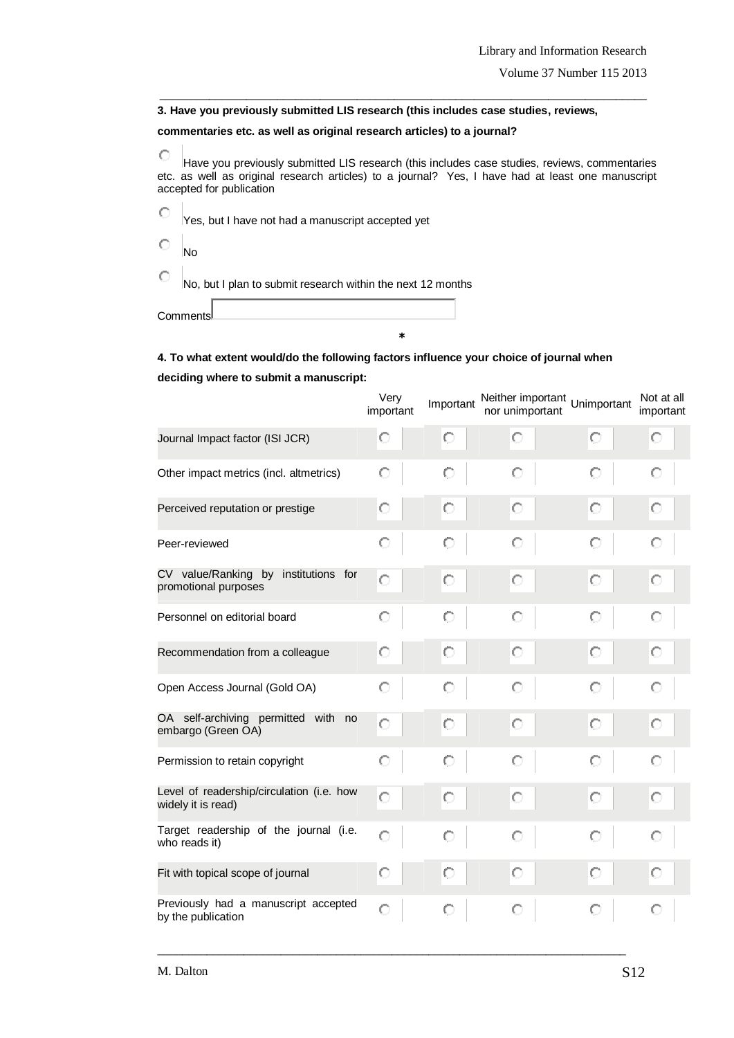**3. Have you previously submitted LIS research (this includes case studies, reviews, commentaries etc. as well as original research articles) to a journal?**

- ○ Have you previously submitted LIS research (this includes case studies, reviews, commentaries etc. as well as original research articles) to a journal? Yes, I have had at least one manuscript accepted for publication
- ○ Yes, but I have not had a manuscript accepted yet
- ○ No
- ○ No, but I plan to submit research within the next 12 months

Comments

*

**4. To what extent would/do the following factors influence your choice of journal when deciding where to submit a manuscript:**

| | Very important | Important | Neither important nor unimportant | Unimportant | Not at all important |
|---|---|---|---|---|---|
| Journal Impact factor (ISI JCR) | ○ | ○ | ○ | ○ | ○ |
| Other impact metrics (incl. altmetrics) | ○ | ○ | ○ | ○ | ○ |
| Perceived reputation or prestige | ○ | ○ | ○ | ○ | ○ |
| Peer-reviewed | ○ | ○ | ○ | ○ | ○ |
| CV value/Ranking by institutions for promotional purposes | ○ | ○ | ○ | ○ | ○ |
| Personnel on editorial board | ○ | ○ | ○ | ○ | ○ |
| Recommendation from a colleague | ○ | ○ | ○ | ○ | ○ |
| Open Access Journal (Gold OA) | ○ | ○ | ○ | ○ | ○ |
| OA self-archiving permitted with no embargo (Green OA) | ○ | ○ | ○ | ○ | ○ |
| Permission to retain copyright | ○ | ○ | ○ | ○ | ○ |
| Level of readership/circulation (i.e. how widely it is read) | ○ | ○ | ○ | ○ | ○ |
| Target readership of the journal (i.e. who reads it) | ○ | ○ | ○ | ○ | ○ |
| Fit with topical scope of journal | ○ | ○ | ○ | ○ | ○ |
| Previously had a manuscript accepted by the publication | ○ | ○ | ○ | ○ | ○ |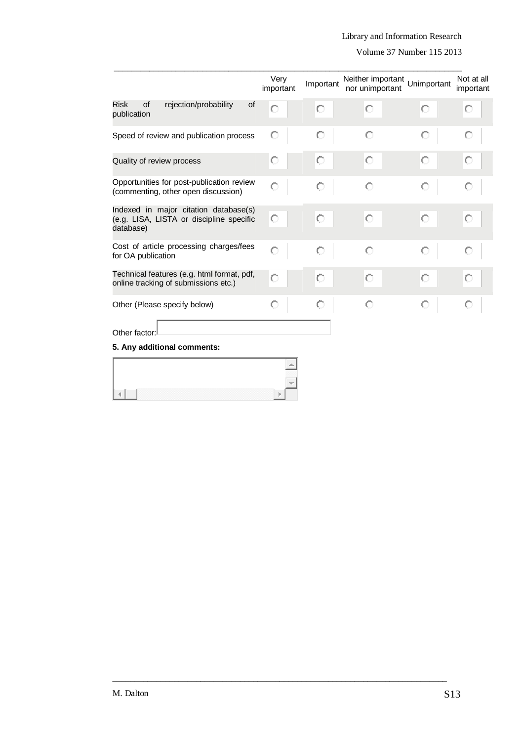| | Very important | Important | Neither important nor unimportant | Unimportant | Not at all important |
|---|---|---|---|---|---|
| Risk of rejection/probability of publication | ○ | ○ | ○ | ○ | ○ |
| Speed of review and publication process | ○ | ○ | ○ | ○ | ○ |
| Quality of review process | ○ | ○ | ○ | ○ | ○ |
| Opportunities for post-publication review (commenting, other open discussion) | ○ | ○ | ○ | ○ | ○ |
| Indexed in major citation database(s) (e.g. LISA, LISTA or discipline specific database) | ○ | ○ | ○ | ○ | ○ |
| Cost of article processing charges/fees for OA publication | ○ | ○ | ○ | ○ | ○ |
| Technical features (e.g. html format, pdf, online tracking of submissions etc.) | ○ | ○ | ○ | ○ | ○ |
| Other (Please specify below) | ○ | ○ | ○ | ○ | ○ |

Other factor:

**5. Any additional comments:**